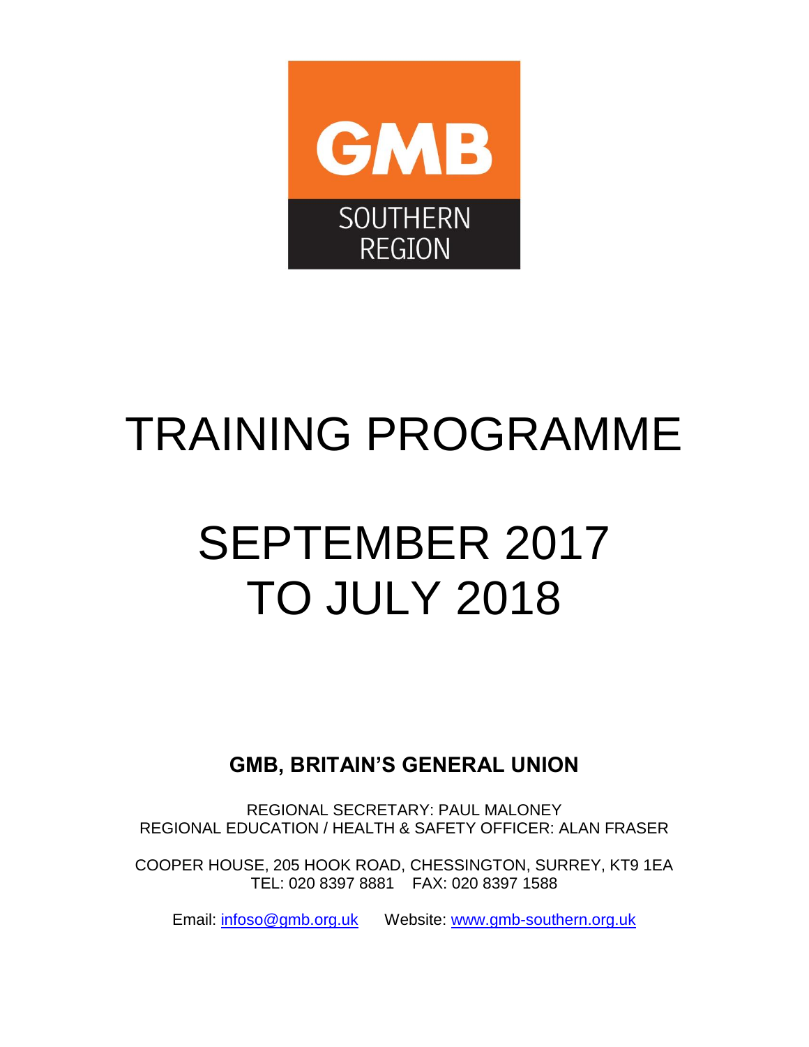GMB

SOUTHERN REGION

# TRAINING PROGRAMME

# SEPTEMBER 2017 TO JULY 2018

**GMB, BRITAIN'S GENERAL UNION**

REGIONAL SECRETARY: PAUL MALONEY
REGIONAL EDUCATION / HEALTH & SAFETY OFFICER: ALAN FRASER

COOPER HOUSE, 205 HOOK ROAD, CHESSINGTON, SURREY, KT9 1EA
TEL: 020 8397 8881 FAX: 020 8397 1588

Email: infoso@gmb.org.uk Website: www.gmb-southern.org.uk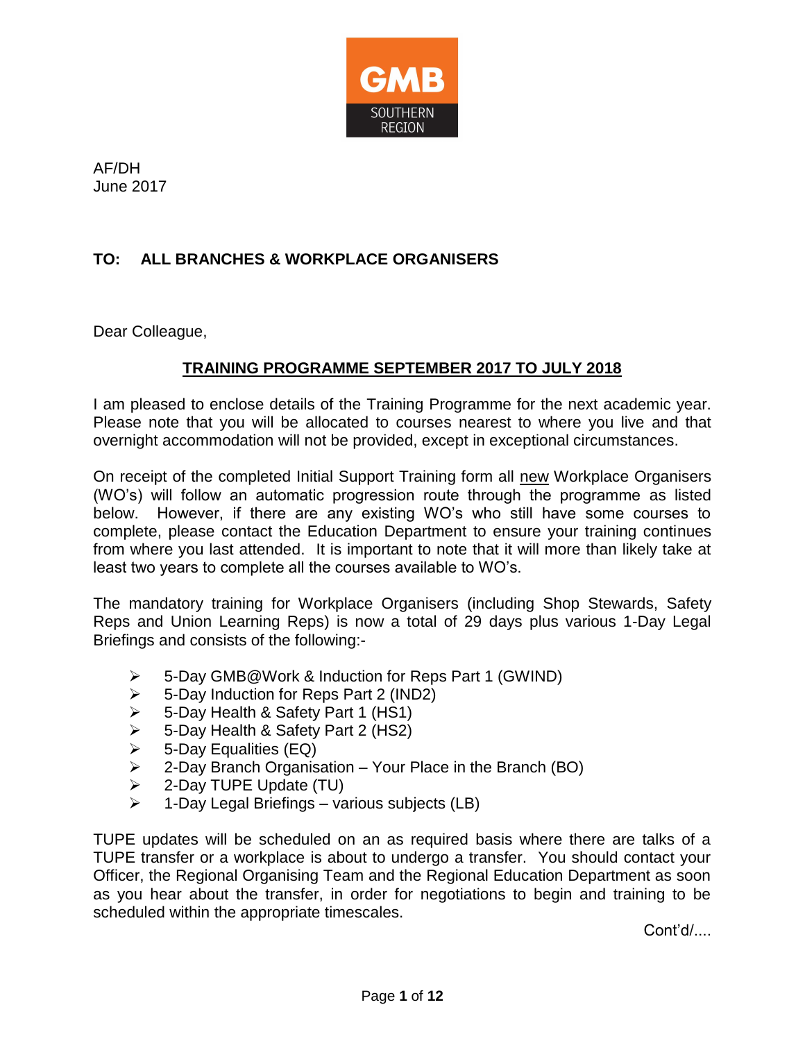GMB SOUTHERN REGION

AF/DH
June 2017

**TO: ALL BRANCHES & WORKPLACE ORGANISERS**

Dear Colleague,

**TRAINING PROGRAMME SEPTEMBER 2017 TO JULY 2018**

I am pleased to enclose details of the Training Programme for the next academic year. Please note that you will be allocated to courses nearest to where you live and that overnight accommodation will not be provided, except in exceptional circumstances.

On receipt of the completed Initial Support Training form all new Workplace Organisers (WO's) will follow an automatic progression route through the programme as listed below. However, if there are any existing WO's who still have some courses to complete, please contact the Education Department to ensure your training continues from where you last attended. It is important to note that it will more than likely take at least two years to complete all the courses available to WO's.

The mandatory training for Workplace Organisers (including Shop Stewards, Safety Reps and Union Learning Reps) is now a total of 29 days plus various 1-Day Legal Briefings and consists of the following:-

- 5-Day GMB@Work & Induction for Reps Part 1 (GWIND)
- 5-Day Induction for Reps Part 2 (IND2)
- 5-Day Health & Safety Part 1 (HS1)
- 5-Day Health & Safety Part 2 (HS2)
- 5-Day Equalities (EQ)
- 2-Day Branch Organisation – Your Place in the Branch (BO)
- 2-Day TUPE Update (TU)
- 1-Day Legal Briefings – various subjects (LB)

TUPE updates will be scheduled on an as required basis where there are talks of a TUPE transfer or a workplace is about to undergo a transfer. You should contact your Officer, the Regional Organising Team and the Regional Education Department as soon as you hear about the transfer, in order for negotiations to begin and training to be scheduled within the appropriate timescales.

Cont'd/....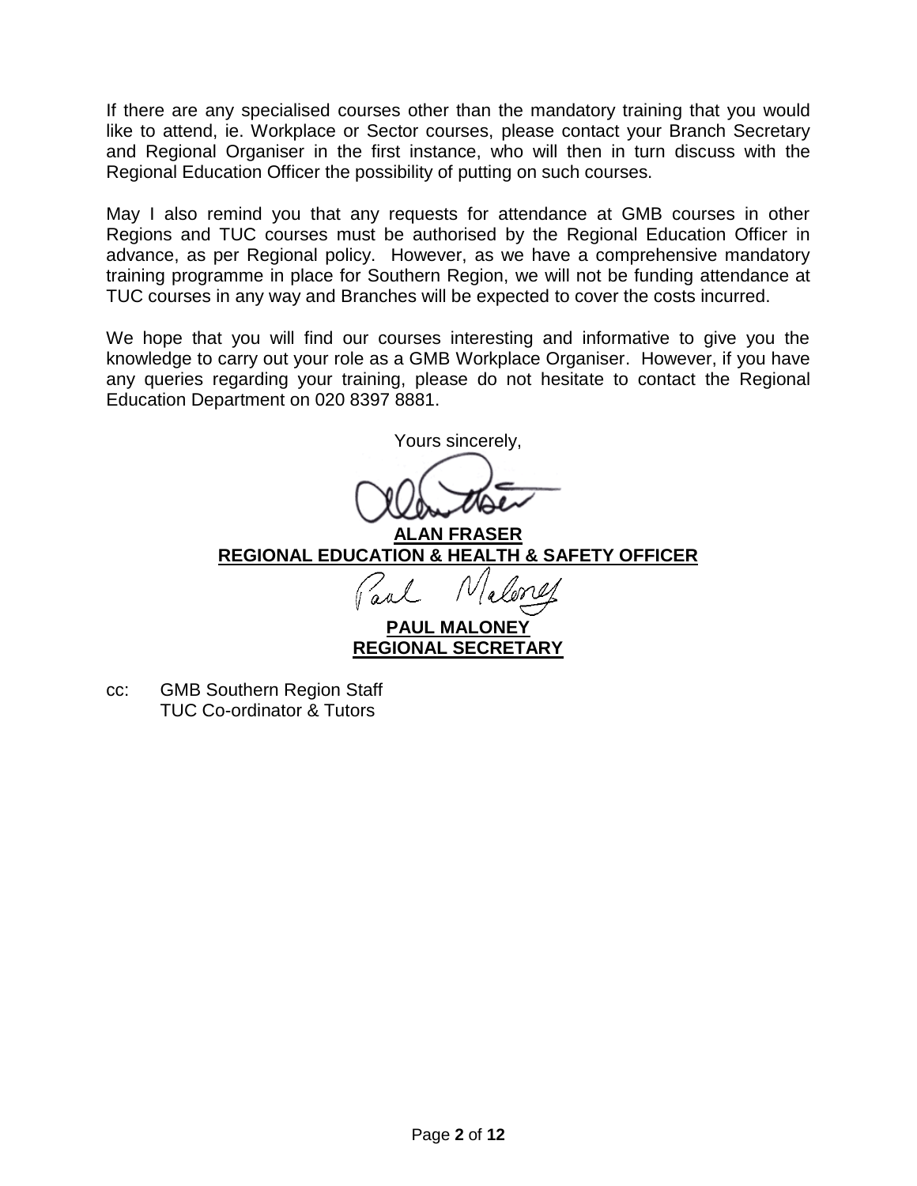If there are any specialised courses other than the mandatory training that you would like to attend, ie. Workplace or Sector courses, please contact your Branch Secretary and Regional Organiser in the first instance, who will then in turn discuss with the Regional Education Officer the possibility of putting on such courses.

May I also remind you that any requests for attendance at GMB courses in other Regions and TUC courses must be authorised by the Regional Education Officer in advance, as per Regional policy. However, as we have a comprehensive mandatory training programme in place for Southern Region, we will not be funding attendance at TUC courses in any way and Branches will be expected to cover the costs incurred.

We hope that you will find our courses interesting and informative to give you the knowledge to carry out your role as a GMB Workplace Organiser. However, if you have any queries regarding your training, please do not hesitate to contact the Regional Education Department on 020 8397 8881.

Yours sincerely,

**ALAN FRASER**
**REGIONAL EDUCATION & HEALTH & SAFETY OFFICER**

**PAUL MALONEY**
**REGIONAL SECRETARY**

cc: GMB Southern Region Staff
TUC Co-ordinator & Tutors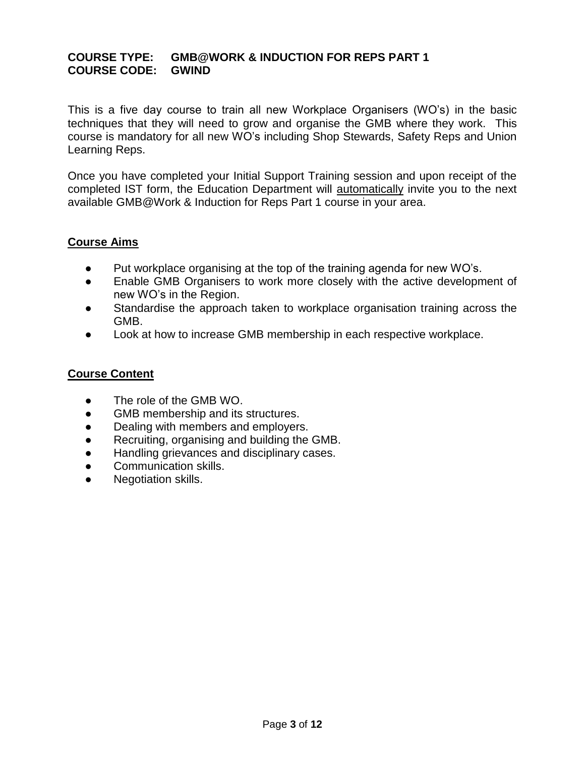**COURSE TYPE: GMB@WORK & INDUCTION FOR REPS PART 1**
**COURSE CODE: GWIND**

This is a five day course to train all new Workplace Organisers (WO's) in the basic techniques that they will need to grow and organise the GMB where they work. This course is mandatory for all new WO's including Shop Stewards, Safety Reps and Union Learning Reps.

Once you have completed your Initial Support Training session and upon receipt of the completed IST form, the Education Department will automatically invite you to the next available GMB@Work & Induction for Reps Part 1 course in your area.

## Course Aims

- Put workplace organising at the top of the training agenda for new WO's.
- Enable GMB Organisers to work more closely with the active development of new WO's in the Region.
- Standardise the approach taken to workplace organisation training across the GMB.
- Look at how to increase GMB membership in each respective workplace.

## Course Content

- The role of the GMB WO.
- GMB membership and its structures.
- Dealing with members and employers.
- Recruiting, organising and building the GMB.
- Handling grievances and disciplinary cases.
- Communication skills.
- Negotiation skills.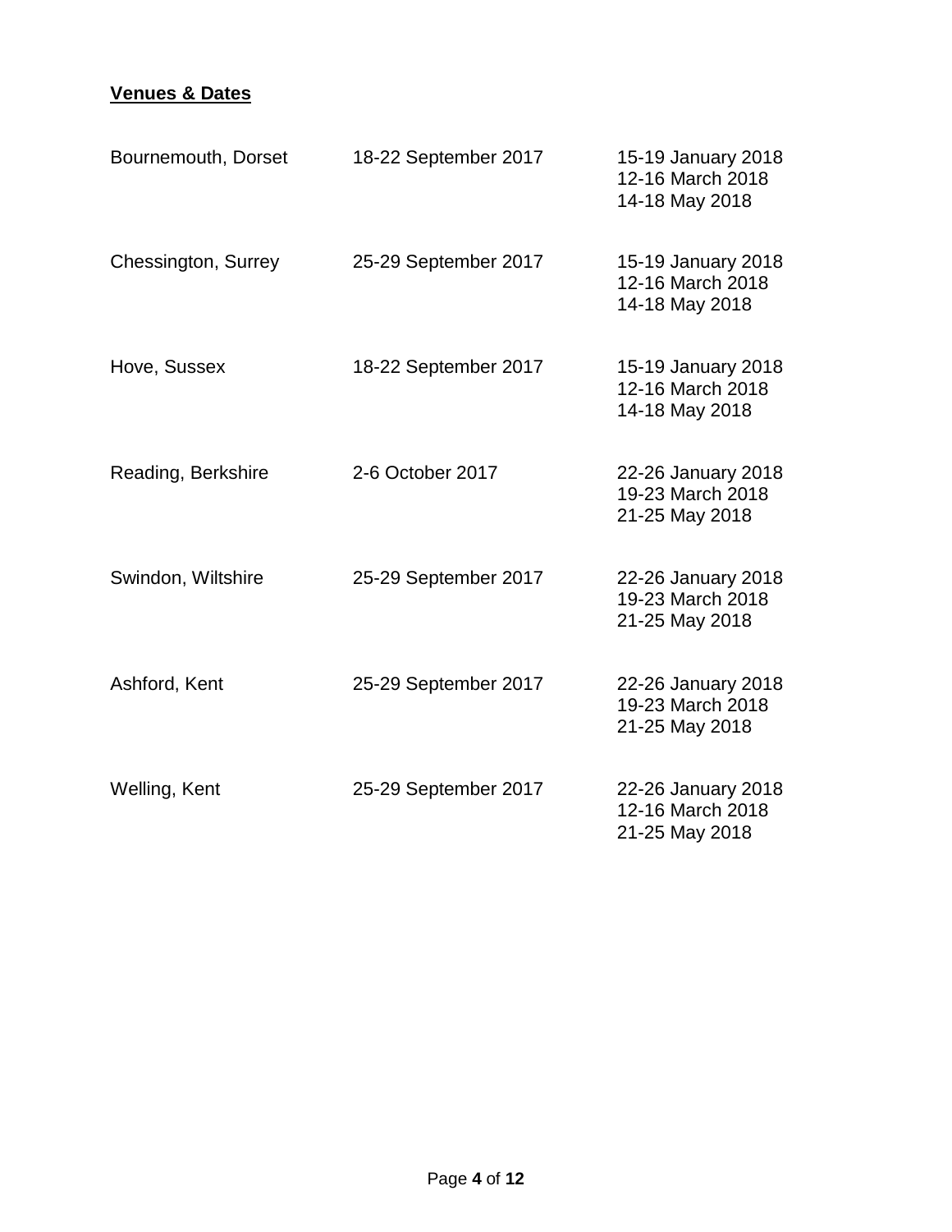**Venues & Dates**

| | | |
|---|---|---|
| Bournemouth, Dorset | 18-22 September 2017 | 15-19 January 2018<br>12-16 March 2018<br>14-18 May 2018 |
| Chessington, Surrey | 25-29 September 2017 | 15-19 January 2018<br>12-16 March 2018<br>14-18 May 2018 |
| Hove, Sussex | 18-22 September 2017 | 15-19 January 2018<br>12-16 March 2018<br>14-18 May 2018 |
| Reading, Berkshire | 2-6 October 2017 | 22-26 January 2018<br>19-23 March 2018<br>21-25 May 2018 |
| Swindon, Wiltshire | 25-29 September 2017 | 22-26 January 2018<br>19-23 March 2018<br>21-25 May 2018 |
| Ashford, Kent | 25-29 September 2017 | 22-26 January 2018<br>19-23 March 2018<br>21-25 May 2018 |
| Welling, Kent | 25-29 September 2017 | 22-26 January 2018<br>12-16 March 2018<br>21-25 May 2018 |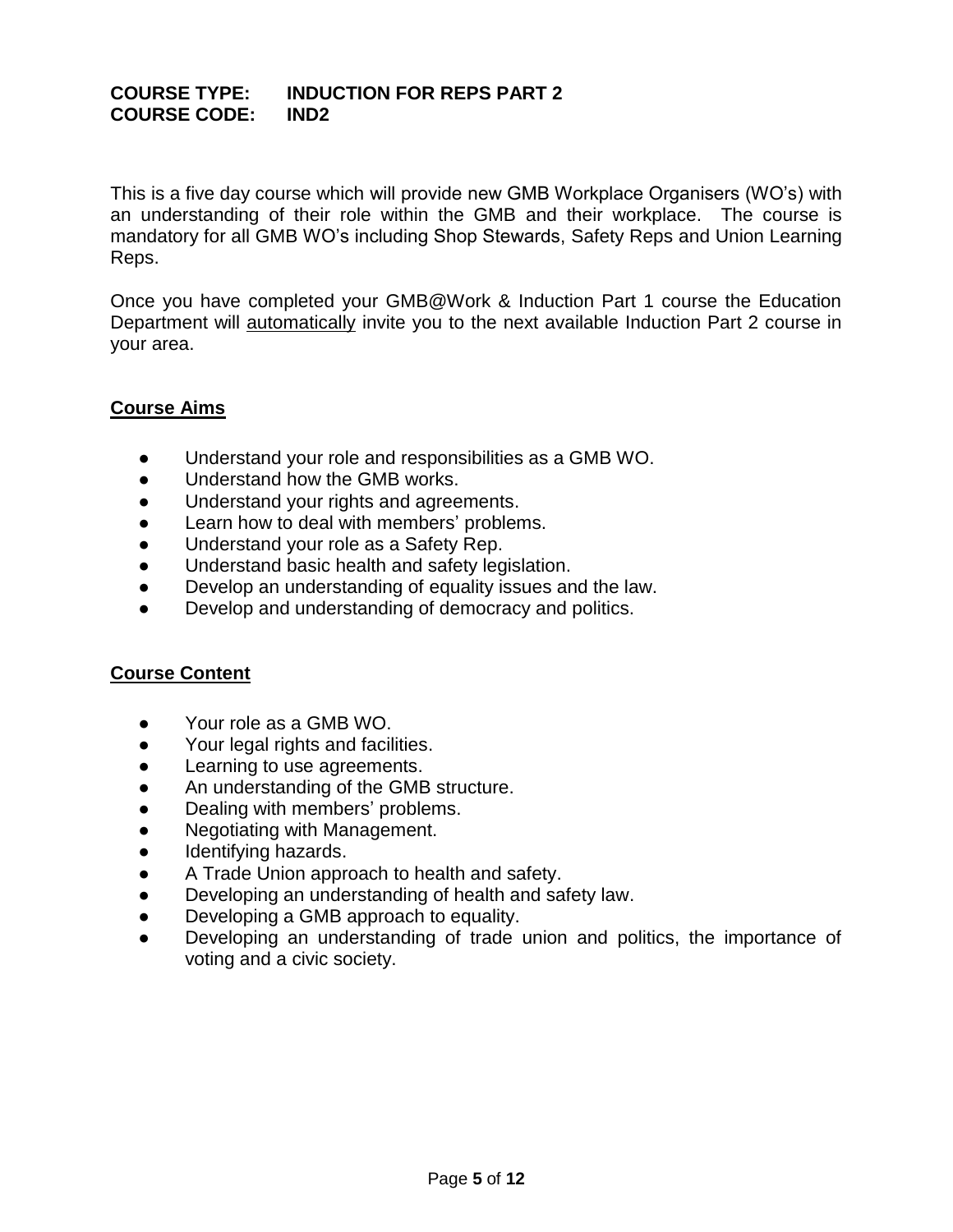**COURSE TYPE: INDUCTION FOR REPS PART 2**
**COURSE CODE: IND2**

This is a five day course which will provide new GMB Workplace Organisers (WO's) with an understanding of their role within the GMB and their workplace. The course is mandatory for all GMB WO's including Shop Stewards, Safety Reps and Union Learning Reps.

Once you have completed your GMB@Work & Induction Part 1 course the Education Department will <u>automatically</u> invite you to the next available Induction Part 2 course in your area.

## Course Aims

- Understand your role and responsibilities as a GMB WO.
- Understand how the GMB works.
- Understand your rights and agreements.
- Learn how to deal with members' problems.
- Understand your role as a Safety Rep.
- Understand basic health and safety legislation.
- Develop an understanding of equality issues and the law.
- Develop and understanding of democracy and politics.

## Course Content

- Your role as a GMB WO.
- Your legal rights and facilities.
- Learning to use agreements.
- An understanding of the GMB structure.
- Dealing with members' problems.
- Negotiating with Management.
- Identifying hazards.
- A Trade Union approach to health and safety.
- Developing an understanding of health and safety law.
- Developing a GMB approach to equality.
- Developing an understanding of trade union and politics, the importance of voting and a civic society.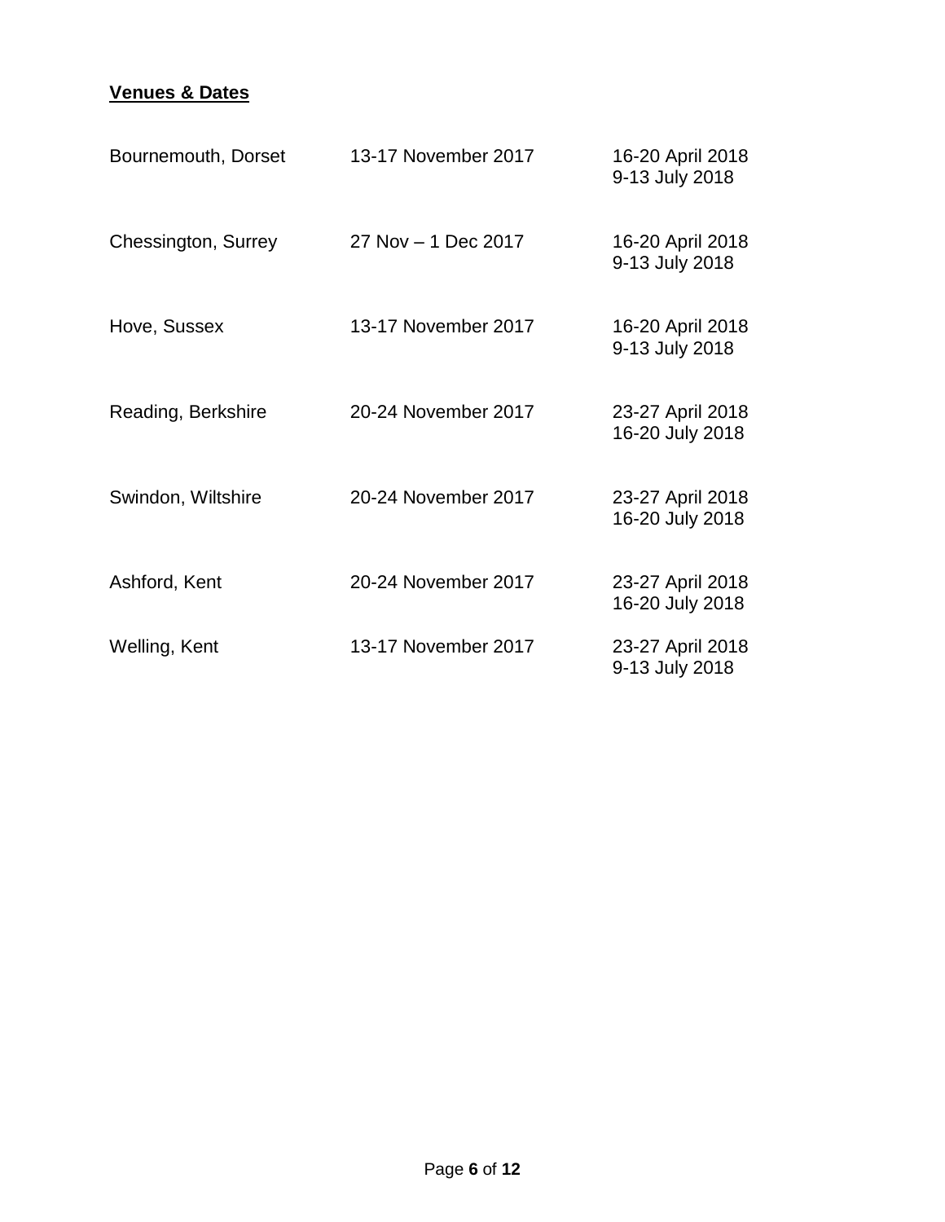**Venues & Dates**

| | | |
|---|---|---|
| Bournemouth, Dorset | 13-17 November 2017 | 16-20 April 2018<br>9-13 July 2018 |
| Chessington, Surrey | 27 Nov – 1 Dec 2017 | 16-20 April 2018<br>9-13 July 2018 |
| Hove, Sussex | 13-17 November 2017 | 16-20 April 2018<br>9-13 July 2018 |
| Reading, Berkshire | 20-24 November 2017 | 23-27 April 2018<br>16-20 July 2018 |
| Swindon, Wiltshire | 20-24 November 2017 | 23-27 April 2018<br>16-20 July 2018 |
| Ashford, Kent | 20-24 November 2017 | 23-27 April 2018<br>16-20 July 2018 |
| Welling, Kent | 13-17 November 2017 | 23-27 April 2018<br>9-13 July 2018 |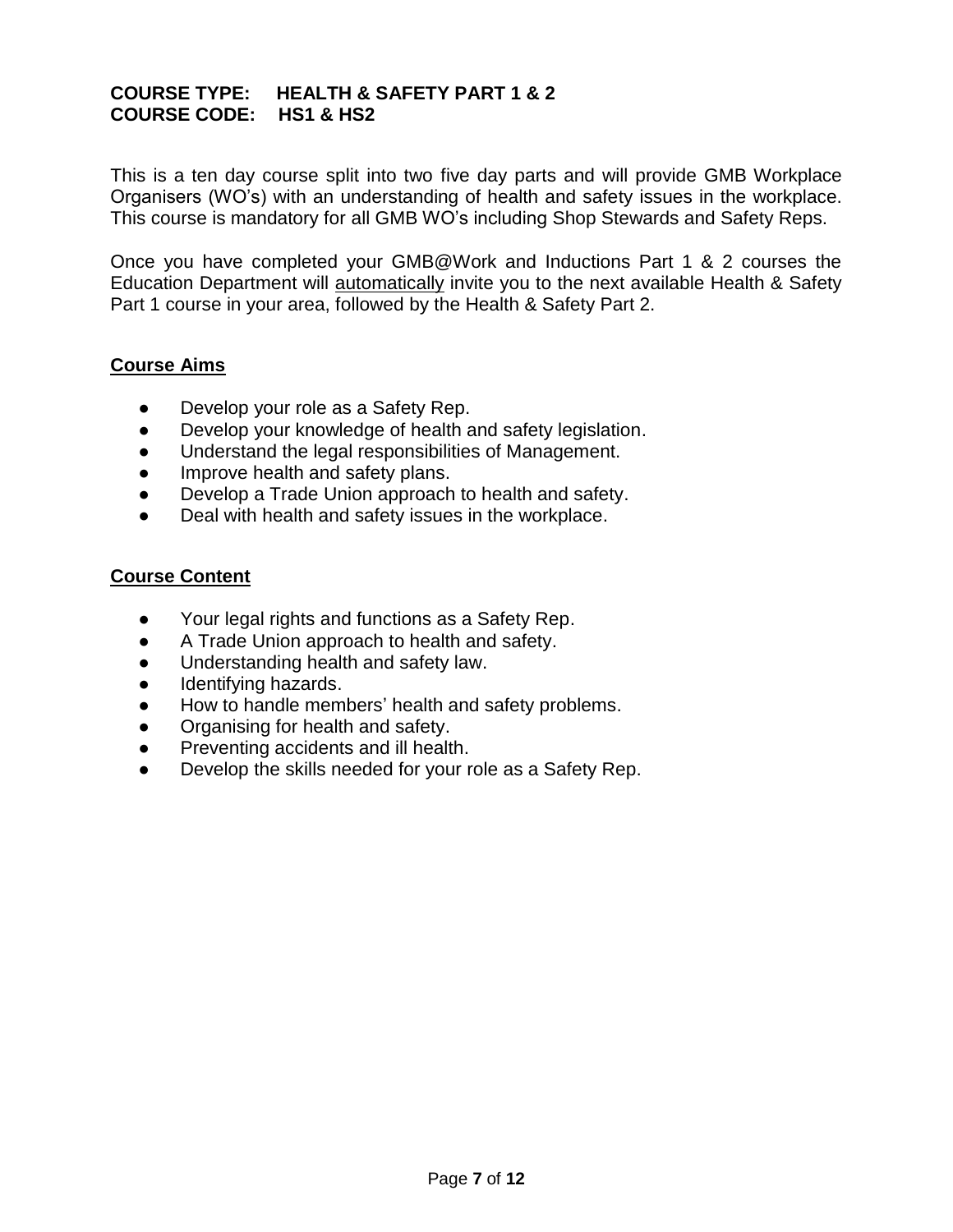**COURSE TYPE: HEALTH & SAFETY PART 1 & 2**
**COURSE CODE: HS1 & HS2**

This is a ten day course split into two five day parts and will provide GMB Workplace Organisers (WO's) with an understanding of health and safety issues in the workplace. This course is mandatory for all GMB WO's including Shop Stewards and Safety Reps.

Once you have completed your GMB@Work and Inductions Part 1 & 2 courses the Education Department will <u>automatically</u> invite you to the next available Health & Safety Part 1 course in your area, followed by the Health & Safety Part 2.

## Course Aims

- Develop your role as a Safety Rep.
- Develop your knowledge of health and safety legislation.
- Understand the legal responsibilities of Management.
- Improve health and safety plans.
- Develop a Trade Union approach to health and safety.
- Deal with health and safety issues in the workplace.

## Course Content

- Your legal rights and functions as a Safety Rep.
- A Trade Union approach to health and safety.
- Understanding health and safety law.
- Identifying hazards.
- How to handle members' health and safety problems.
- Organising for health and safety.
- Preventing accidents and ill health.
- Develop the skills needed for your role as a Safety Rep.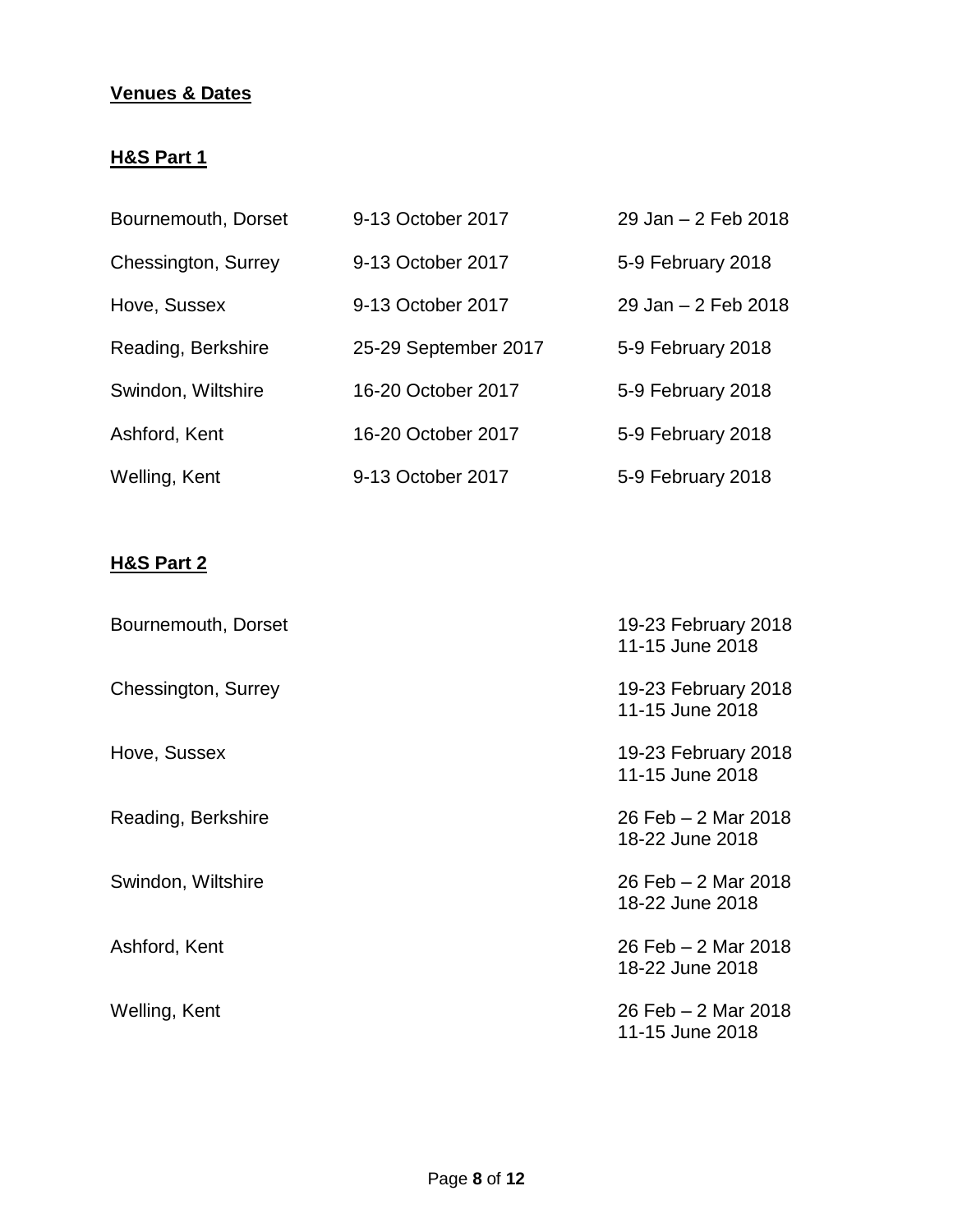## Venues & Dates

### H&S Part 1

| | | |
|---|---|---|
| Bournemouth, Dorset | 9-13 October 2017 | 29 Jan – 2 Feb 2018 |
| Chessington, Surrey | 9-13 October 2017 | 5-9 February 2018 |
| Hove, Sussex | 9-13 October 2017 | 29 Jan – 2 Feb 2018 |
| Reading, Berkshire | 25-29 September 2017 | 5-9 February 2018 |
| Swindon, Wiltshire | 16-20 October 2017 | 5-9 February 2018 |
| Ashford, Kent | 16-20 October 2017 | 5-9 February 2018 |
| Welling, Kent | 9-13 October 2017 | 5-9 February 2018 |

### H&S Part 2

| | |
|---|---|
| Bournemouth, Dorset | 19-23 February 2018<br>11-15 June 2018 |
| Chessington, Surrey | 19-23 February 2018<br>11-15 June 2018 |
| Hove, Sussex | 19-23 February 2018<br>11-15 June 2018 |
| Reading, Berkshire | 26 Feb – 2 Mar 2018<br>18-22 June 2018 |
| Swindon, Wiltshire | 26 Feb – 2 Mar 2018<br>18-22 June 2018 |
| Ashford, Kent | 26 Feb – 2 Mar 2018<br>18-22 June 2018 |
| Welling, Kent | 26 Feb – 2 Mar 2018<br>11-15 June 2018 |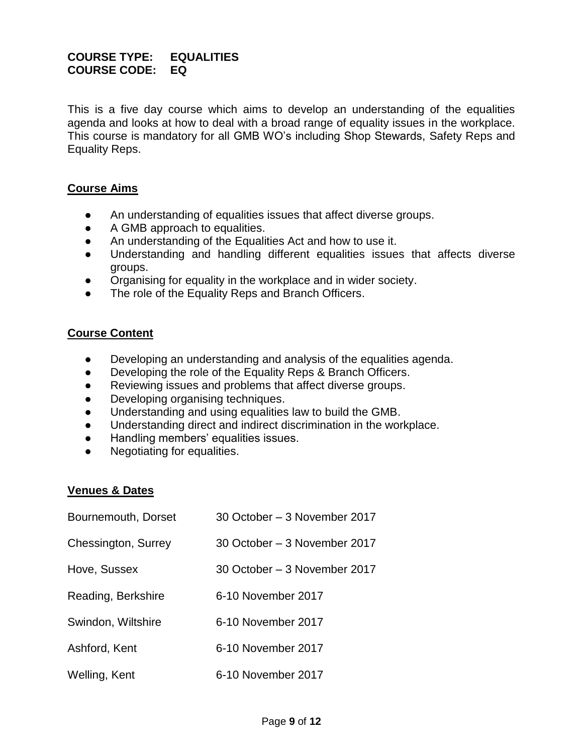**COURSE TYPE: EQUALITIES**
**COURSE CODE: EQ**

This is a five day course which aims to develop an understanding of the equalities agenda and looks at how to deal with a broad range of equality issues in the workplace. This course is mandatory for all GMB WO's including Shop Stewards, Safety Reps and Equality Reps.

## Course Aims

- An understanding of equalities issues that affect diverse groups.
- A GMB approach to equalities.
- An understanding of the Equalities Act and how to use it.
- Understanding and handling different equalities issues that affects diverse groups.
- Organising for equality in the workplace and in wider society.
- The role of the Equality Reps and Branch Officers.

## Course Content

- Developing an understanding and analysis of the equalities agenda.
- Developing the role of the Equality Reps & Branch Officers.
- Reviewing issues and problems that affect diverse groups.
- Developing organising techniques.
- Understanding and using equalities law to build the GMB.
- Understanding direct and indirect discrimination in the workplace.
- Handling members' equalities issues.
- Negotiating for equalities.

## Venues & Dates

| | |
|---|---|
| Bournemouth, Dorset | 30 October – 3 November 2017 |
| Chessington, Surrey | 30 October – 3 November 2017 |
| Hove, Sussex | 30 October – 3 November 2017 |
| Reading, Berkshire | 6-10 November 2017 |
| Swindon, Wiltshire | 6-10 November 2017 |
| Ashford, Kent | 6-10 November 2017 |
| Welling, Kent | 6-10 November 2017 |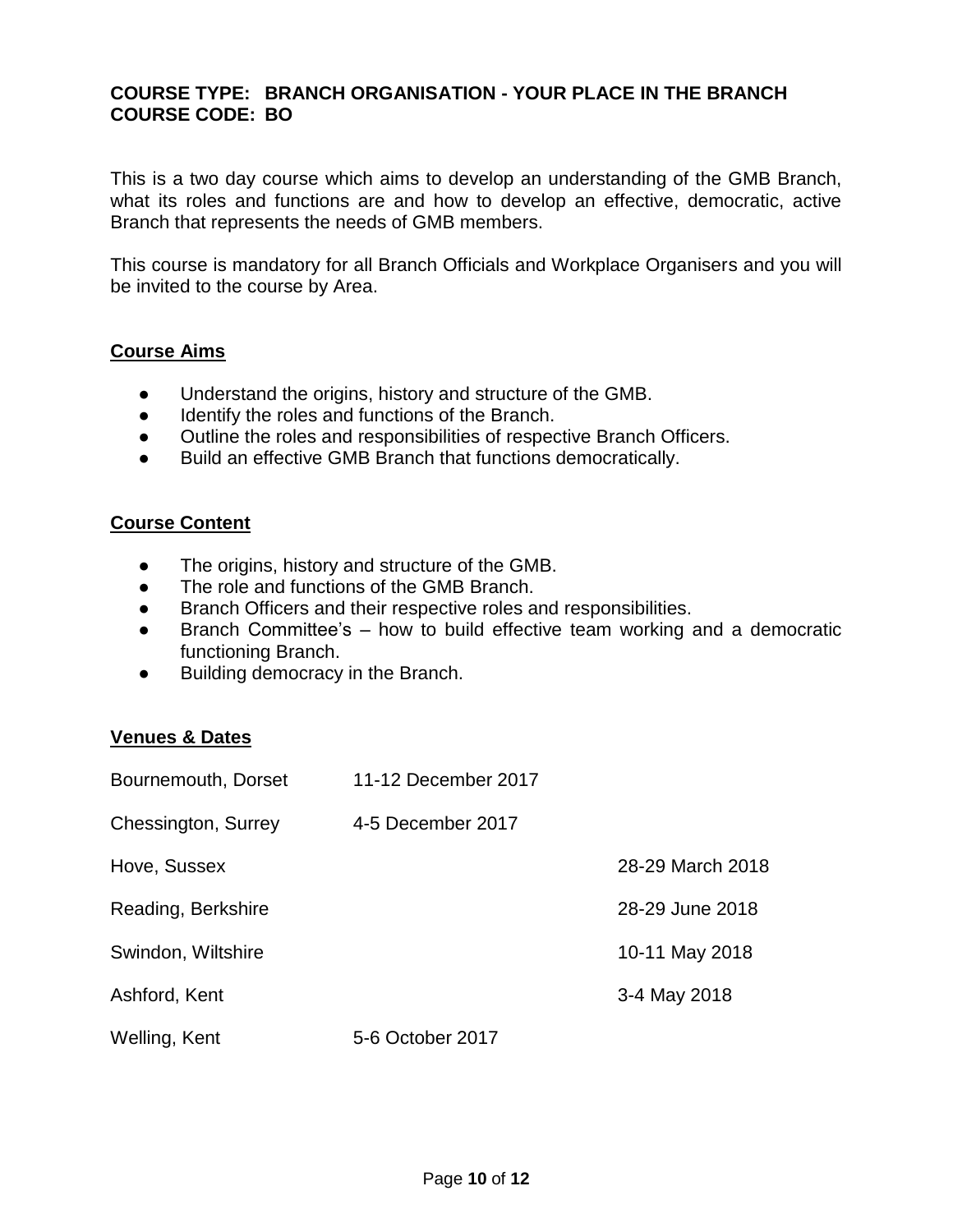**COURSE TYPE: BRANCH ORGANISATION - YOUR PLACE IN THE BRANCH**
**COURSE CODE: BO**

This is a two day course which aims to develop an understanding of the GMB Branch, what its roles and functions are and how to develop an effective, democratic, active Branch that represents the needs of GMB members.

This course is mandatory for all Branch Officials and Workplace Organisers and you will be invited to the course by Area.

## Course Aims

- Understand the origins, history and structure of the GMB.
- Identify the roles and functions of the Branch.
- Outline the roles and responsibilities of respective Branch Officers.
- Build an effective GMB Branch that functions democratically.

## Course Content

- The origins, history and structure of the GMB.
- The role and functions of the GMB Branch.
- Branch Officers and their respective roles and responsibilities.
- Branch Committee's – how to build effective team working and a democratic functioning Branch.
- Building democracy in the Branch.

## Venues & Dates

| | | |
|---|---|---|
| Bournemouth, Dorset | 11-12 December 2017 | |
| Chessington, Surrey | 4-5 December 2017 | |
| Hove, Sussex | | 28-29 March 2018 |
| Reading, Berkshire | | 28-29 June 2018 |
| Swindon, Wiltshire | | 10-11 May 2018 |
| Ashford, Kent | | 3-4 May 2018 |
| Welling, Kent | 5-6 October 2017 | |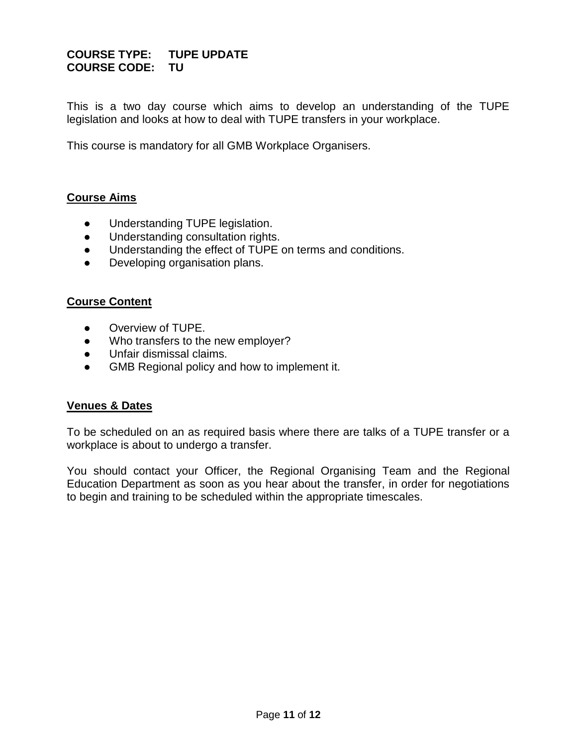**COURSE TYPE: TUPE UPDATE**
**COURSE CODE: TU**

This is a two day course which aims to develop an understanding of the TUPE legislation and looks at how to deal with TUPE transfers in your workplace.

This course is mandatory for all GMB Workplace Organisers.

## Course Aims

- Understanding TUPE legislation.
- Understanding consultation rights.
- Understanding the effect of TUPE on terms and conditions.
- Developing organisation plans.

## Course Content

- Overview of TUPE.
- Who transfers to the new employer?
- Unfair dismissal claims.
- GMB Regional policy and how to implement it.

## Venues & Dates

To be scheduled on an as required basis where there are talks of a TUPE transfer or a workplace is about to undergo a transfer.

You should contact your Officer, the Regional Organising Team and the Regional Education Department as soon as you hear about the transfer, in order for negotiations to begin and training to be scheduled within the appropriate timescales.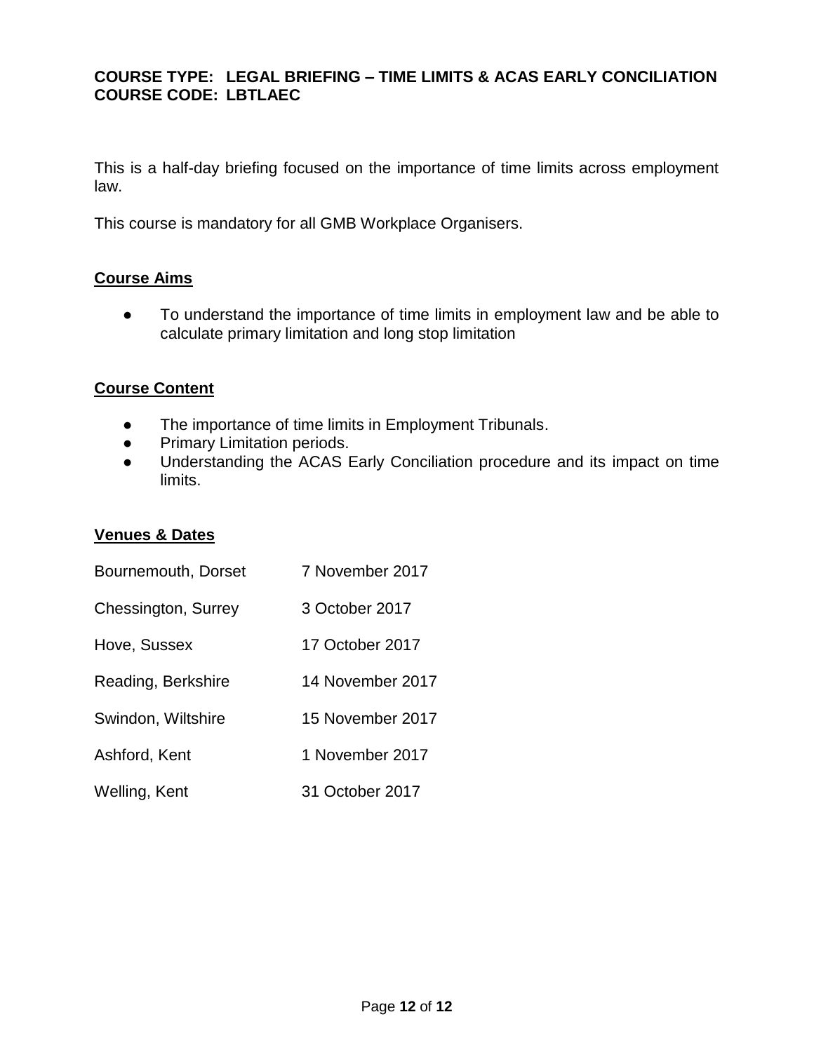**COURSE TYPE: LEGAL BRIEFING – TIME LIMITS & ACAS EARLY CONCILIATION**
**COURSE CODE: LBTLAEC**

This is a half-day briefing focused on the importance of time limits across employment law.

This course is mandatory for all GMB Workplace Organisers.

## Course Aims

- To understand the importance of time limits in employment law and be able to calculate primary limitation and long stop limitation

## Course Content

- The importance of time limits in Employment Tribunals.
- Primary Limitation periods.
- Understanding the ACAS Early Conciliation procedure and its impact on time limits.

## Venues & Dates

| | |
|---|---|
| Bournemouth, Dorset | 7 November 2017 |
| Chessington, Surrey | 3 October 2017 |
| Hove, Sussex | 17 October 2017 |
| Reading, Berkshire | 14 November 2017 |
| Swindon, Wiltshire | 15 November 2017 |
| Ashford, Kent | 1 November 2017 |
| Welling, Kent | 31 October 2017 |